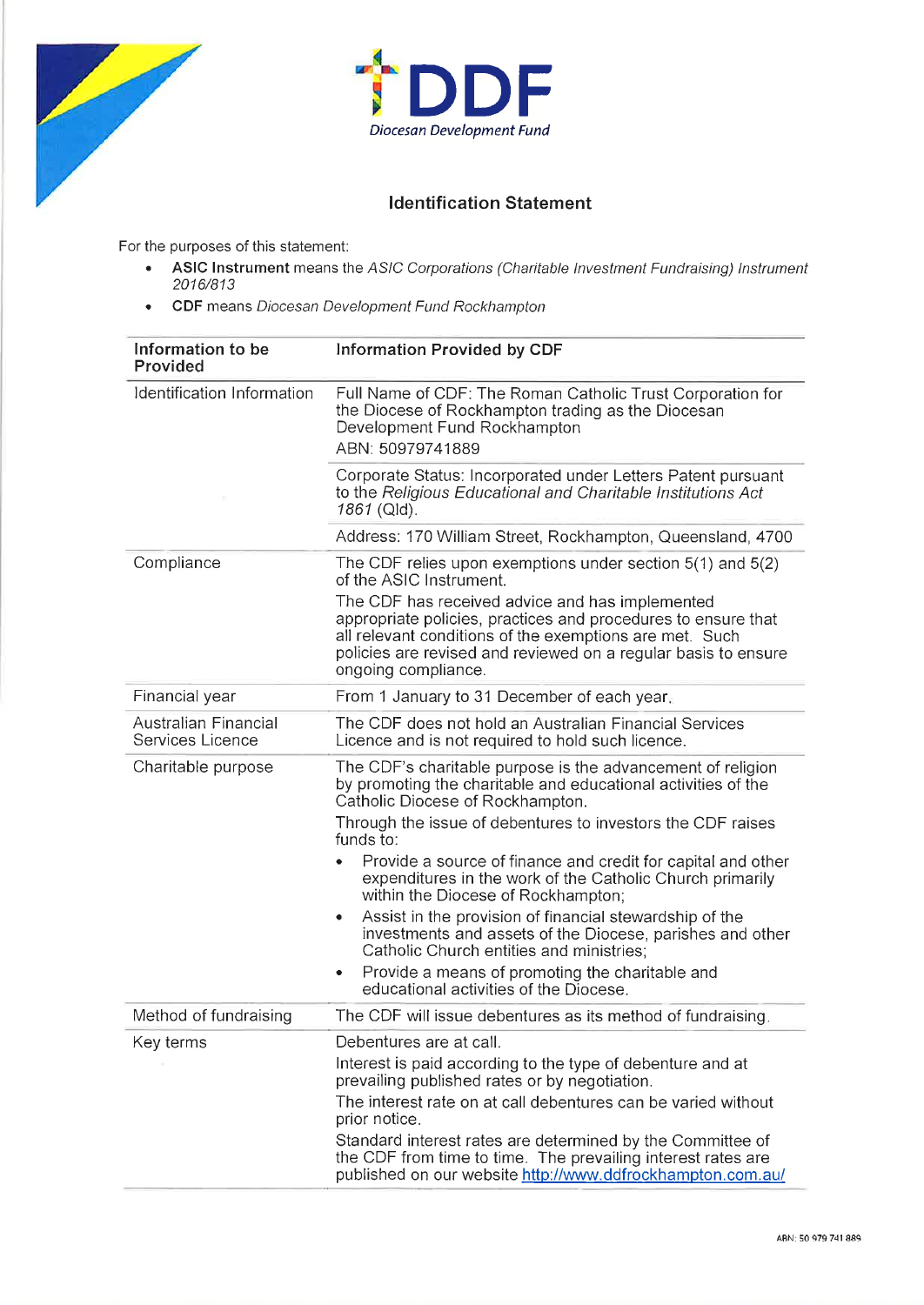# DDF

*Diocesan Development Fund*

## Identification Statement

For the purposes of this statement:

- **ASIC Instrument** means the *ASIC Corporations (Charitable Investment Fundraising) Instrument 2016/813*
- **CDF** means *Diocesan Development Fund Rockhampton*

| Information to be Provided | Information Provided by CDF |
|---|---|
| Identification Information | Full Name of CDF: The Roman Catholic Trust Corporation for the Diocese of Rockhampton trading as the Diocesan Development Fund Rockhampton<br>ABN: 50979741889 |
| | Corporate Status: Incorporated under Letters Patent pursuant to the *Religious Educational and Charitable Institutions Act 1861* (Qld). |
| | Address: 170 William Street, Rockhampton, Queensland, 4700 |
| Compliance | The CDF relies upon exemptions under section 5(1) and 5(2) of the ASIC Instrument.<br>The CDF has received advice and has implemented appropriate policies, practices and procedures to ensure that all relevant conditions of the exemptions are met. Such policies are revised and reviewed on a regular basis to ensure ongoing compliance. |
| Financial year | From 1 January to 31 December of each year. |
| Australian Financial Services Licence | The CDF does not hold an Australian Financial Services Licence and is not required to hold such licence. |
| Charitable purpose | The CDF's charitable purpose is the advancement of religion by promoting the charitable and educational activities of the Catholic Diocese of Rockhampton.<br>Through the issue of debentures to investors the CDF raises funds to:<br>• Provide a source of finance and credit for capital and other expenditures in the work of the Catholic Church primarily within the Diocese of Rockhampton;<br>• Assist in the provision of financial stewardship of the investments and assets of the Diocese, parishes and other Catholic Church entities and ministries;<br>• Provide a means of promoting the charitable and educational activities of the Diocese. |
| Method of fundraising | The CDF will issue debentures as its method of fundraising. |
| Key terms | Debentures are at call.<br>Interest is paid according to the type of debenture and at prevailing published rates or by negotiation.<br>The interest rate on at call debentures can be varied without prior notice.<br>Standard interest rates are determined by the Committee of the CDF from time to time. The prevailing interest rates are published on our website http://www.ddfrockhampton.com.au/ |

ABN: 50 979 741 889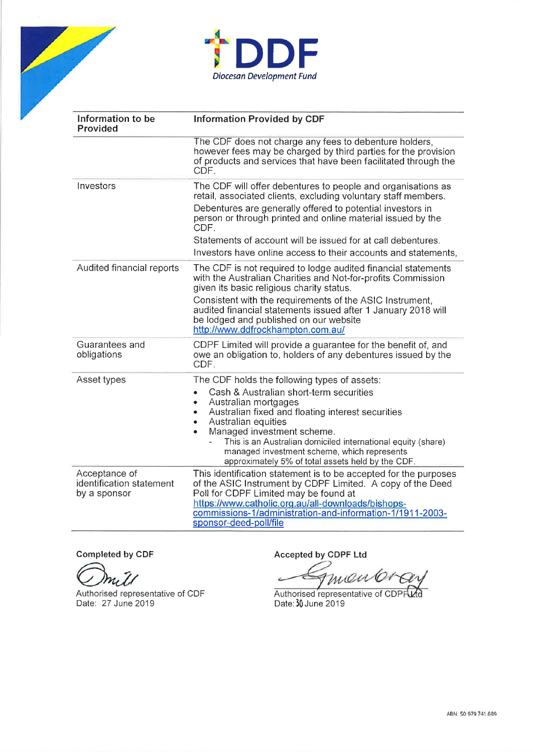DDF

*Diocesan Development Fund*

| Information to be Provided | Information Provided by CDF |
|---|---|
| | The CDF does not charge any fees to debenture holders, however fees may be charged by third parties for the provision of products and services that have been facilitated through the CDF. |
| Investors | The CDF will offer debentures to people and organisations as retail, associated clients, excluding voluntary staff members.<br>Debentures are generally offered to potential investors in person or through printed and online material issued by the CDF.<br>Statements of account will be issued for at call debentures.<br>Investors have online access to their accounts and statements. |
| Audited financial reports | The CDF is not required to lodge audited financial statements with the Australian Charities and Not-for-profits Commission given its basic religious charity status.<br>Consistent with the requirements of the ASIC Instrument, audited financial statements issued after 1 January 2018 will be lodged and published on our website http://www.ddfrockhampton.com.au/ |
| Guarantees and obligations | CDPF Limited will provide a guarantee for the benefit of, and owe an obligation to, holders of any debentures issued by the CDF. |
| Asset types | The CDF holds the following types of assets:<br>• Cash & Australian short-term securities<br>• Australian mortgages<br>• Australian fixed and floating interest securities<br>• Australian equities<br>• Managed investment scheme.<br>- This is an Australian domiciled international equity (share) managed investment scheme, which represents approximately 5% of total assets held by the CDF. |
| Acceptance of identification statement by a sponsor | This identification statement is to be accepted for the purposes of the ASIC Instrument by CDPF Limited. A copy of the Deed Poll for CDPF Limited may be found at https://www.catholic.org.au/all-downloads/bishops-commissions-1/administration-and-information-1/1911-2003-sponsor-deed-poll/file |

**Completed by CDF**

Authorised representative of CDF
Date: 27 June 2019

**Accepted by CDPF Ltd**

Authorised representative of CDPF Ltd
Date: 30 June 2019

ABN: 50 979 741 889